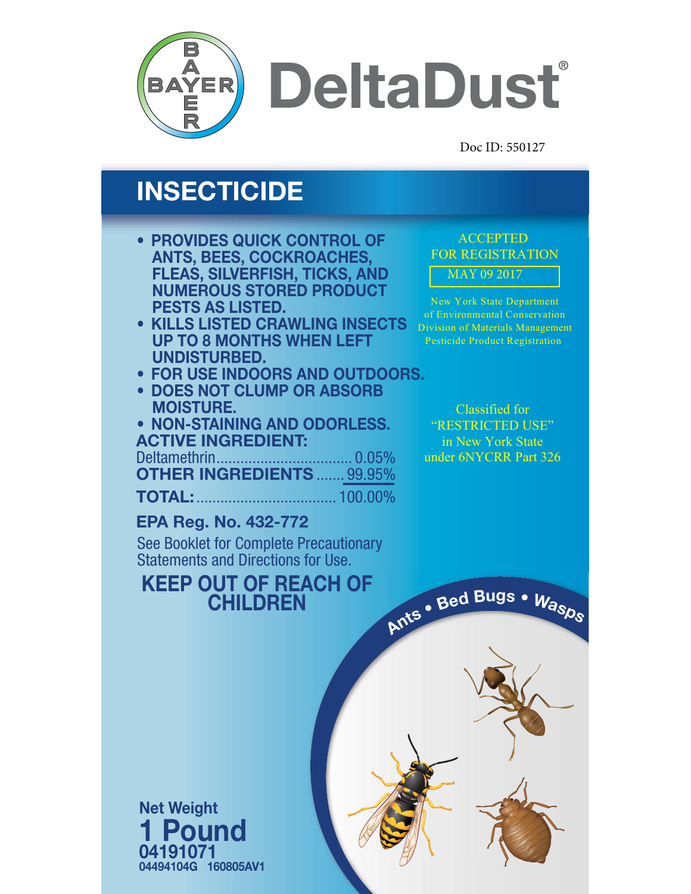BAYER

# DeltaDust®

Doc ID: 550127

## INSECTICIDE

- **PROVIDES QUICK CONTROL OF ANTS, BEES, COCKROACHES, FLEAS, SILVERFISH, TICKS, AND NUMEROUS STORED PRODUCT PESTS AS LISTED.**
- **KILLS LISTED CRAWLING INSECTS UP TO 8 MONTHS WHEN LEFT UNDISTURBED.**
- **FOR USE INDOORS AND OUTDOORS.**
- **DOES NOT CLUMP OR ABSORB MOISTURE.**
- **NON-STAINING AND ODORLESS.**

ACCEPTED FOR REGISTRATION

MAY 09 2017

New York State Department of Environmental Conservation Division of Materials Management Pesticide Product Registration

Classified for "RESTRICTED USE" in New York State under 6NYCRR Part 326

**ACTIVE INGREDIENT:**

| | |
|---|---|
| Deltamethrin | 0.05% |
| **OTHER INGREDIENTS** | 99.95% |
| **TOTAL:** | 100.00% |

**EPA Reg. No. 432-772**

See Booklet for Complete Precautionary Statements and Directions for Use.

**KEEP OUT OF REACH OF CHILDREN**

**Ants • Bed Bugs • Wasps**

**Net Weight**
**1 Pound**
**04191071**
**04494104G 160805AV1**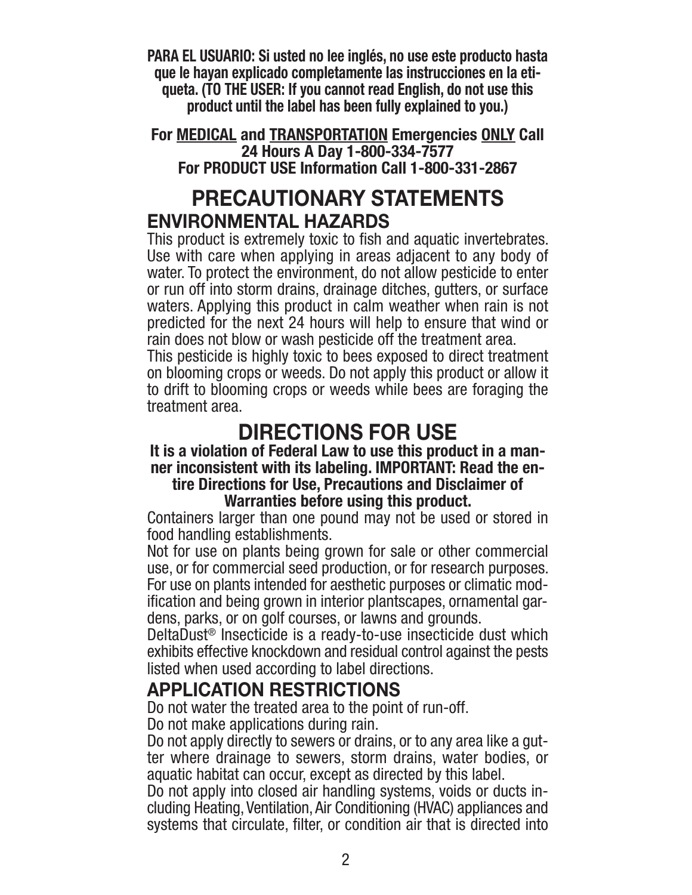**PARA EL USUARIO: Si usted no lee inglés, no use este producto hasta que le hayan explicado completamente las instrucciones en la etiqueta. (TO THE USER: If you cannot read English, do not use this product until the label has been fully explained to you.)**

**For MEDICAL and TRANSPORTATION Emergencies ONLY Call 24 Hours A Day 1-800-334-7577**
**For PRODUCT USE Information Call 1-800-331-2867**

# PRECAUTIONARY STATEMENTS

## ENVIRONMENTAL HAZARDS

This product is extremely toxic to fish and aquatic invertebrates. Use with care when applying in areas adjacent to any body of water. To protect the environment, do not allow pesticide to enter or run off into storm drains, drainage ditches, gutters, or surface waters. Applying this product in calm weather when rain is not predicted for the next 24 hours will help to ensure that wind or rain does not blow or wash pesticide off the treatment area.

This pesticide is highly toxic to bees exposed to direct treatment on blooming crops or weeds. Do not apply this product or allow it to drift to blooming crops or weeds while bees are foraging the treatment area.

# DIRECTIONS FOR USE

**It is a violation of Federal Law to use this product in a manner inconsistent with its labeling. IMPORTANT: Read the entire Directions for Use, Precautions and Disclaimer of Warranties before using this product.**

Containers larger than one pound may not be used or stored in food handling establishments.

Not for use on plants being grown for sale or other commercial use, or for commercial seed production, or for research purposes. For use on plants intended for aesthetic purposes or climatic modification and being grown in interior plantscapes, ornamental gardens, parks, or on golf courses, or lawns and grounds.

DeltaDust® Insecticide is a ready-to-use insecticide dust which exhibits effective knockdown and residual control against the pests listed when used according to label directions.

## APPLICATION RESTRICTIONS

Do not water the treated area to the point of run-off.

Do not make applications during rain.

Do not apply directly to sewers or drains, or to any area like a gutter where drainage to sewers, storm drains, water bodies, or aquatic habitat can occur, except as directed by this label.

Do not apply into closed air handling systems, voids or ducts including Heating, Ventilation, Air Conditioning (HVAC) appliances and systems that circulate, filter, or condition air that is directed into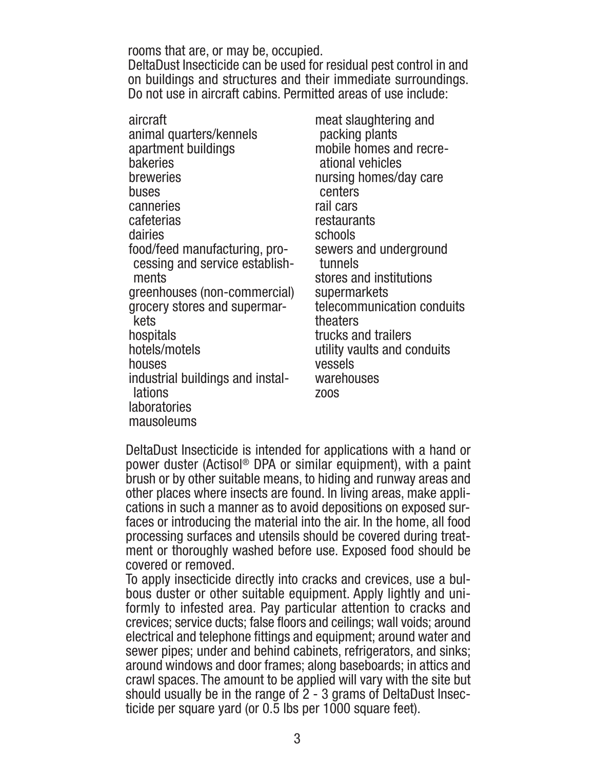rooms that are, or may be, occupied.

DeltaDust Insecticide can be used for residual pest control in and on buildings and structures and their immediate surroundings. Do not use in aircraft cabins. Permitted areas of use include:

- aircraft
- animal quarters/kennels
- apartment buildings
- bakeries
- breweries
- buses
- canneries
- cafeterias
- dairies
- food/feed manufacturing, processing and service establishments
- greenhouses (non-commercial)
- grocery stores and supermarkets
- hospitals
- hotels/motels
- houses
- industrial buildings and installations
- laboratories
- mausoleums
- meat slaughtering and packing plants
- mobile homes and recreational vehicles
- nursing homes/day care centers
- rail cars
- restaurants
- schools
- sewers and underground tunnels
- stores and institutions
- supermarkets
- telecommunication conduits
- theaters
- trucks and trailers
- utility vaults and conduits
- vessels
- warehouses
- zoos

DeltaDust Insecticide is intended for applications with a hand or power duster (Actisol® DPA or similar equipment), with a paint brush or by other suitable means, to hiding and runway areas and other places where insects are found. In living areas, make applications in such a manner as to avoid depositions on exposed surfaces or introducing the material into the air. In the home, all food processing surfaces and utensils should be covered during treatment or thoroughly washed before use. Exposed food should be covered or removed.

To apply insecticide directly into cracks and crevices, use a bulbous duster or other suitable equipment. Apply lightly and uniformly to infested area. Pay particular attention to cracks and crevices; service ducts; false floors and ceilings; wall voids; around electrical and telephone fittings and equipment; around water and sewer pipes; under and behind cabinets, refrigerators, and sinks; around windows and door frames; along baseboards; in attics and crawl spaces. The amount to be applied will vary with the site but should usually be in the range of 2 - 3 grams of DeltaDust Insecticide per square yard (or 0.5 lbs per 1000 square feet).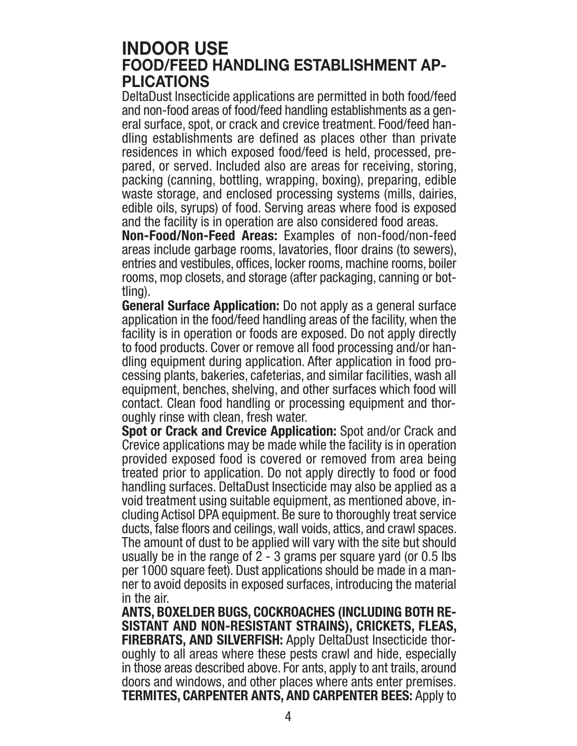# INDOOR USE

## FOOD/FEED HANDLING ESTABLISHMENT APPLICATIONS

DeltaDust Insecticide applications are permitted in both food/feed and non-food areas of food/feed handling establishments as a general surface, spot, or crack and crevice treatment. Food/feed handling establishments are defined as places other than private residences in which exposed food/feed is held, processed, prepared, or served. Included also are areas for receiving, storing, packing (canning, bottling, wrapping, boxing), preparing, edible waste storage, and enclosed processing systems (mills, dairies, edible oils, syrups) of food. Serving areas where food is exposed and the facility is in operation are also considered food areas.

**Non-Food/Non-Feed Areas:** Examples of non-food/non-feed areas include garbage rooms, lavatories, floor drains (to sewers), entries and vestibules, offices, locker rooms, machine rooms, boiler rooms, mop closets, and storage (after packaging, canning or bottling).

**General Surface Application:** Do not apply as a general surface application in the food/feed handling areas of the facility, when the facility is in operation or foods are exposed. Do not apply directly to food products. Cover or remove all food processing and/or handling equipment during application. After application in food processing plants, bakeries, cafeterias, and similar facilities, wash all equipment, benches, shelving, and other surfaces which food will contact. Clean food handling or processing equipment and thoroughly rinse with clean, fresh water.

**Spot or Crack and Crevice Application:** Spot and/or Crack and Crevice applications may be made while the facility is in operation provided exposed food is covered or removed from area being treated prior to application. Do not apply directly to food or food handling surfaces. DeltaDust Insecticide may also be applied as a void treatment using suitable equipment, as mentioned above, including Actisol DPA equipment. Be sure to thoroughly treat service ducts, false floors and ceilings, wall voids, attics, and crawl spaces. The amount of dust to be applied will vary with the site but should usually be in the range of 2 - 3 grams per square yard (or 0.5 lbs per 1000 square feet). Dust applications should be made in a manner to avoid deposits in exposed surfaces, introducing the material in the air.

**ANTS, BOXELDER BUGS, COCKROACHES (INCLUDING BOTH RESISTANT AND NON-RESISTANT STRAINS), CRICKETS, FLEAS, FIREBRATS, AND SILVERFISH:** Apply DeltaDust Insecticide thoroughly to all areas where these pests crawl and hide, especially in those areas described above. For ants, apply to ant trails, around doors and windows, and other places where ants enter premises.

**TERMITES, CARPENTER ANTS, AND CARPENTER BEES:** Apply to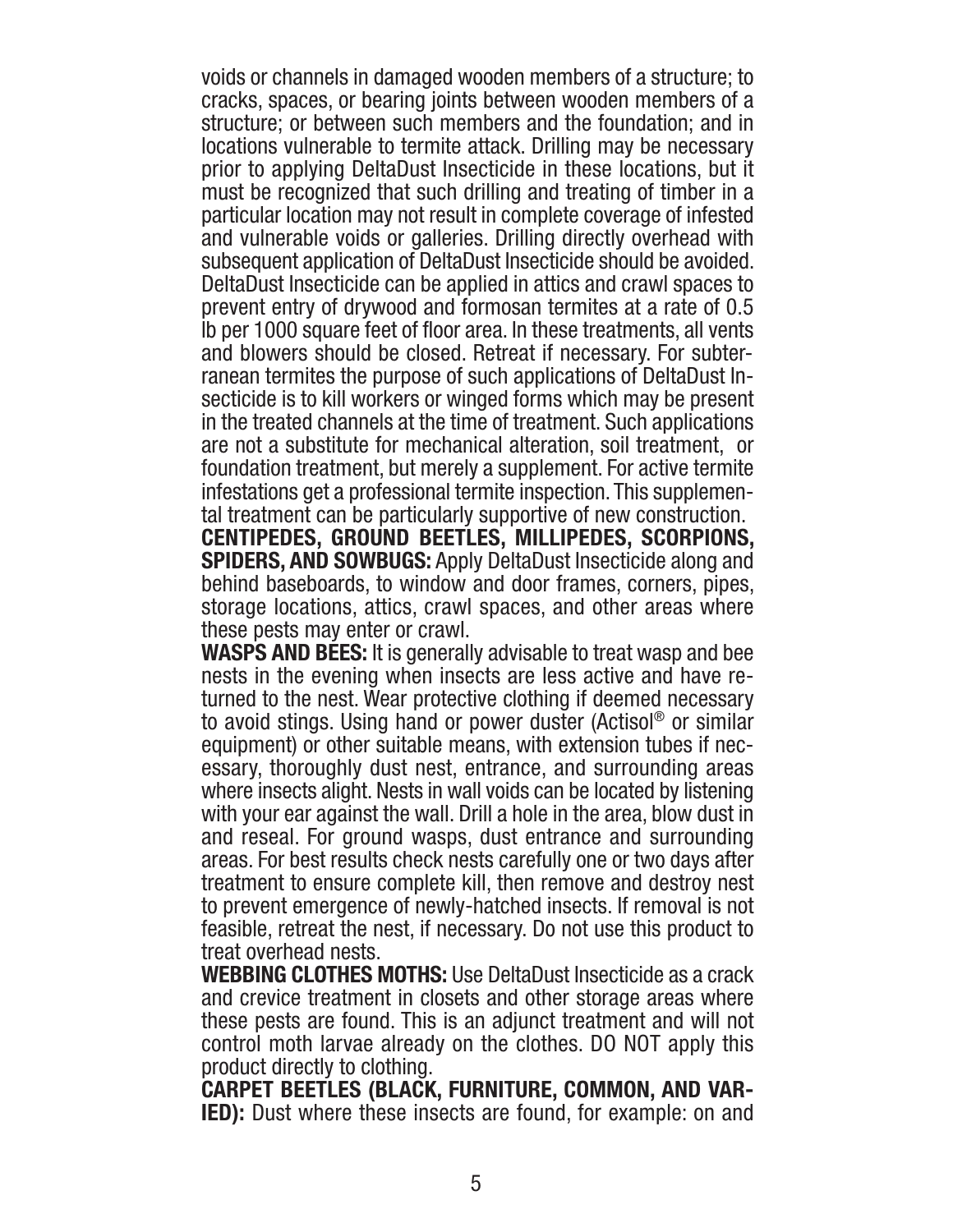voids or channels in damaged wooden members of a structure; to cracks, spaces, or bearing joints between wooden members of a structure; or between such members and the foundation; and in locations vulnerable to termite attack. Drilling may be necessary prior to applying DeltaDust Insecticide in these locations, but it must be recognized that such drilling and treating of timber in a particular location may not result in complete coverage of infested and vulnerable voids or galleries. Drilling directly overhead with subsequent application of DeltaDust Insecticide should be avoided. DeltaDust Insecticide can be applied in attics and crawl spaces to prevent entry of drywood and formosan termites at a rate of 0.5 lb per 1000 square feet of floor area. In these treatments, all vents and blowers should be closed. Retreat if necessary. For subterranean termites the purpose of such applications of DeltaDust Insecticide is to kill workers or winged forms which may be present in the treated channels at the time of treatment. Such applications are not a substitute for mechanical alteration, soil treatment, or foundation treatment, but merely a supplement. For active termite infestations get a professional termite inspection. This supplemental treatment can be particularly supportive of new construction.

**CENTIPEDES, GROUND BEETLES, MILLIPEDES, SCORPIONS, SPIDERS, AND SOWBUGS:** Apply DeltaDust Insecticide along and behind baseboards, to window and door frames, corners, pipes, storage locations, attics, crawl spaces, and other areas where these pests may enter or crawl.

**WASPS AND BEES:** It is generally advisable to treat wasp and bee nests in the evening when insects are less active and have returned to the nest. Wear protective clothing if deemed necessary to avoid stings. Using hand or power duster (Actisol® or similar equipment) or other suitable means, with extension tubes if necessary, thoroughly dust nest, entrance, and surrounding areas where insects alight. Nests in wall voids can be located by listening with your ear against the wall. Drill a hole in the area, blow dust in and reseal. For ground wasps, dust entrance and surrounding areas. For best results check nests carefully one or two days after treatment to ensure complete kill, then remove and destroy nest to prevent emergence of newly-hatched insects. If removal is not feasible, retreat the nest, if necessary. Do not use this product to treat overhead nests.

**WEBBING CLOTHES MOTHS:** Use DeltaDust Insecticide as a crack and crevice treatment in closets and other storage areas where these pests are found. This is an adjunct treatment and will not control moth larvae already on the clothes. DO NOT apply this product directly to clothing.

**CARPET BEETLES (BLACK, FURNITURE, COMMON, AND VARIED):** Dust where these insects are found, for example: on and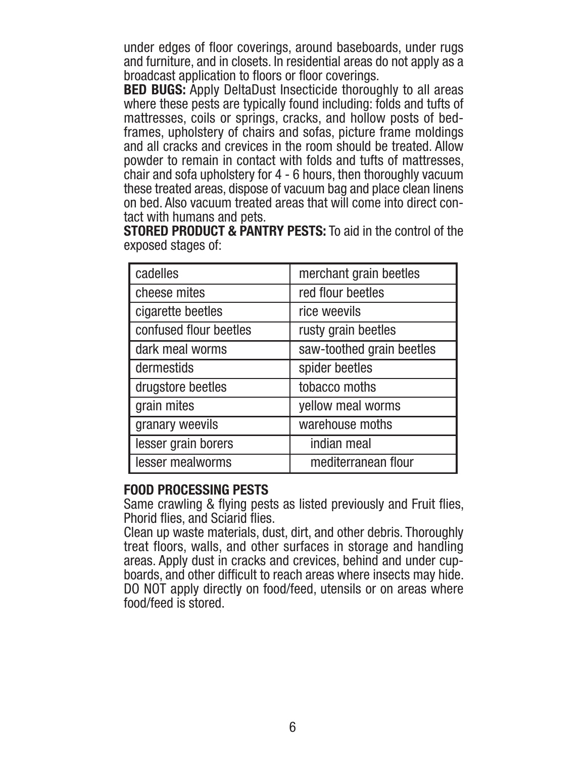under edges of floor coverings, around baseboards, under rugs and furniture, and in closets. In residential areas do not apply as a broadcast application to floors or floor coverings.

**BED BUGS:** Apply DeltaDust Insecticide thoroughly to all areas where these pests are typically found including: folds and tufts of mattresses, coils or springs, cracks, and hollow posts of bed-frames, upholstery of chairs and sofas, picture frame moldings and all cracks and crevices in the room should be treated. Allow powder to remain in contact with folds and tufts of mattresses, chair and sofa upholstery for 4 - 6 hours, then thoroughly vacuum these treated areas, dispose of vacuum bag and place clean linens on bed. Also vacuum treated areas that will come into direct contact with humans and pets.

**STORED PRODUCT & PANTRY PESTS:** To aid in the control of the exposed stages of:

| | |
|---|---|
| cadelles | merchant grain beetles |
| cheese mites | red flour beetles |
| cigarette beetles | rice weevils |
| confused flour beetles | rusty grain beetles |
| dark meal worms | saw-toothed grain beetles |
| dermestids | spider beetles |
| drugstore beetles | tobacco moths |
| grain mites | yellow meal worms |
| granary weevils | warehouse moths |
| lesser grain borers | indian meal |
| lesser mealworms | mediterranean flour |

## FOOD PROCESSING PESTS

Same crawling & flying pests as listed previously and Fruit flies, Phorid flies, and Sciarid flies.

Clean up waste materials, dust, dirt, and other debris. Thoroughly treat floors, walls, and other surfaces in storage and handling areas. Apply dust in cracks and crevices, behind and under cupboards, and other difficult to reach areas where insects may hide. DO NOT apply directly on food/feed, utensils or on areas where food/feed is stored.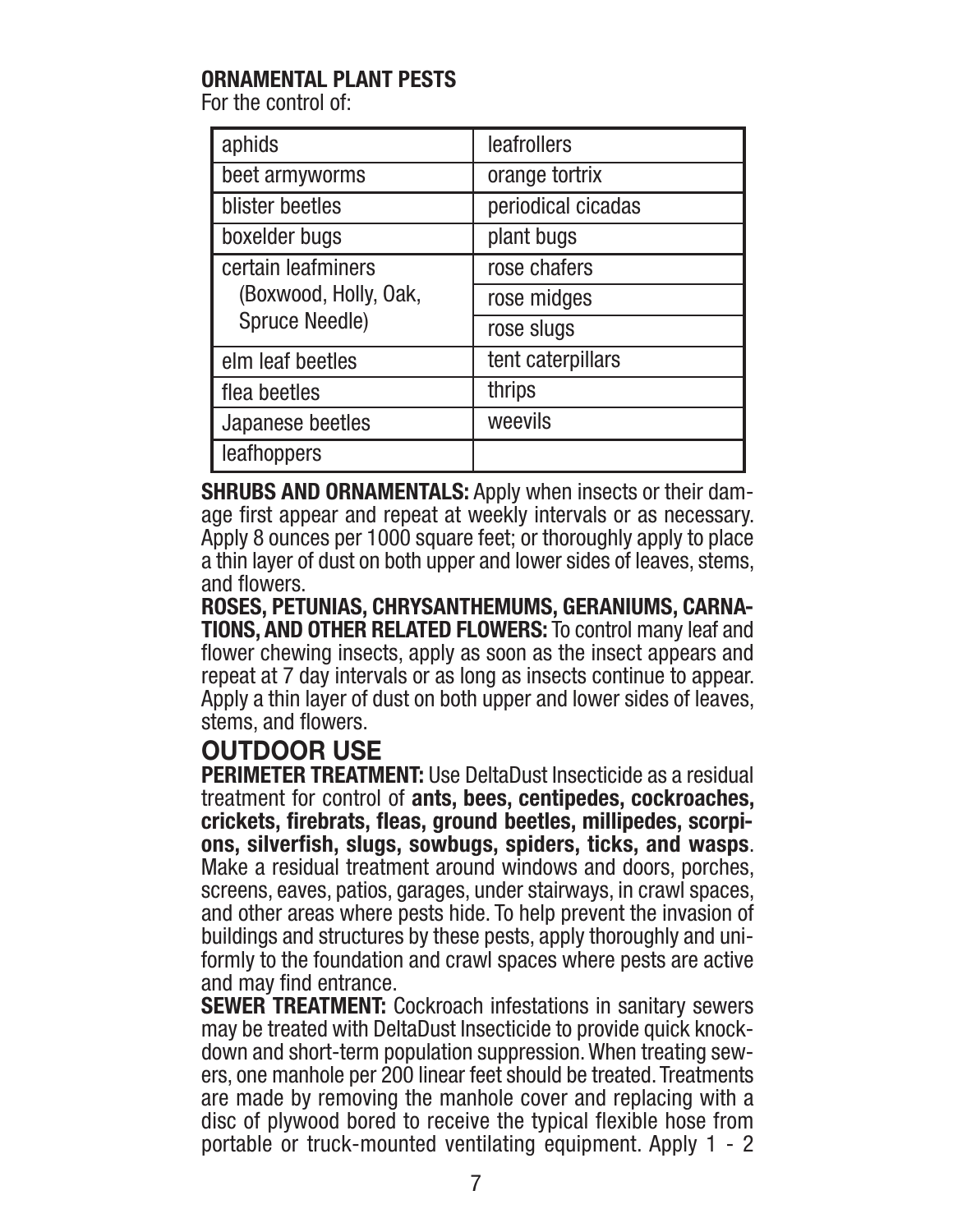## ORNAMENTAL PLANT PESTS

For the control of:

| | |
|---|---|
| aphids | leafrollers |
| beet armyworms | orange tortrix |
| blister beetles | periodical cicadas |
| boxelder bugs | plant bugs |
| certain leafminers (Boxwood, Holly, Oak, Spruce Needle) | rose chafers |
| | rose midges |
| | rose slugs |
| elm leaf beetles | tent caterpillars |
| flea beetles | thrips |
| Japanese beetles | weevils |
| leafhoppers | |

**SHRUBS AND ORNAMENTALS:** Apply when insects or their damage first appear and repeat at weekly intervals or as necessary. Apply 8 ounces per 1000 square feet; or thoroughly apply to place a thin layer of dust on both upper and lower sides of leaves, stems, and flowers.

**ROSES, PETUNIAS, CHRYSANTHEMUMS, GERANIUMS, CARNATIONS, AND OTHER RELATED FLOWERS:** To control many leaf and flower chewing insects, apply as soon as the insect appears and repeat at 7 day intervals or as long as insects continue to appear. Apply a thin layer of dust on both upper and lower sides of leaves, stems, and flowers.

## OUTDOOR USE

**PERIMETER TREATMENT:** Use DeltaDust Insecticide as a residual treatment for control of **ants, bees, centipedes, cockroaches, crickets, firebrats, fleas, ground beetles, millipedes, scorpions, silverfish, slugs, sowbugs, spiders, ticks, and wasps**. Make a residual treatment around windows and doors, porches, screens, eaves, patios, garages, under stairways, in crawl spaces, and other areas where pests hide. To help prevent the invasion of buildings and structures by these pests, apply thoroughly and uniformly to the foundation and crawl spaces where pests are active and may find entrance.

**SEWER TREATMENT:** Cockroach infestations in sanitary sewers may be treated with DeltaDust Insecticide to provide quick knockdown and short-term population suppression. When treating sewers, one manhole per 200 linear feet should be treated. Treatments are made by removing the manhole cover and replacing with a disc of plywood bored to receive the typical flexible hose from portable or truck-mounted ventilating equipment. Apply 1 - 2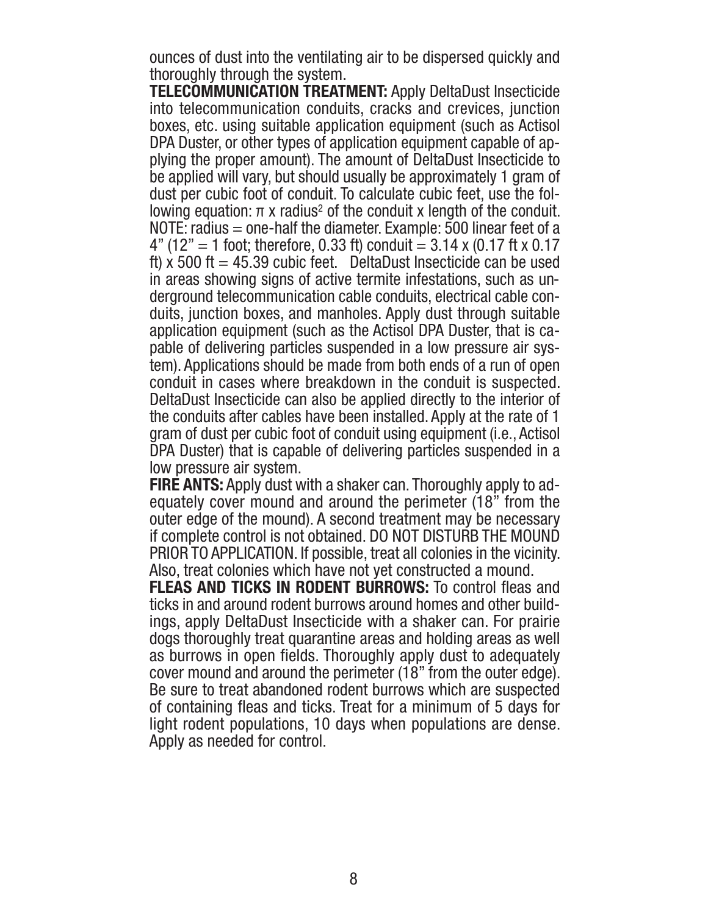ounces of dust into the ventilating air to be dispersed quickly and thoroughly through the system.

**TELECOMMUNICATION TREATMENT:** Apply DeltaDust Insecticide into telecommunication conduits, cracks and crevices, junction boxes, etc. using suitable application equipment (such as Actisol DPA Duster, or other types of application equipment capable of applying the proper amount). The amount of DeltaDust Insecticide to be applied will vary, but should usually be approximately 1 gram of dust per cubic foot of conduit. To calculate cubic feet, use the following equation: $\pi$ x radius$^2$ of the conduit x length of the conduit. NOTE: radius = one-half the diameter. Example: 500 linear feet of a 4" (12" = 1 foot; therefore, 0.33 ft) conduit = 3.14 x (0.17 ft x 0.17 ft) x 500 ft = 45.39 cubic feet. DeltaDust Insecticide can be used in areas showing signs of active termite infestations, such as underground telecommunication cable conduits, electrical cable conduits, junction boxes, and manholes. Apply dust through suitable application equipment (such as the Actisol DPA Duster, that is capable of delivering particles suspended in a low pressure air system). Applications should be made from both ends of a run of open conduit in cases where breakdown in the conduit is suspected. DeltaDust Insecticide can also be applied directly to the interior of the conduits after cables have been installed. Apply at the rate of 1 gram of dust per cubic foot of conduit using equipment (i.e., Actisol DPA Duster) that is capable of delivering particles suspended in a low pressure air system.

**FIRE ANTS:** Apply dust with a shaker can. Thoroughly apply to adequately cover mound and around the perimeter (18" from the outer edge of the mound). A second treatment may be necessary if complete control is not obtained. DO NOT DISTURB THE MOUND PRIOR TO APPLICATION. If possible, treat all colonies in the vicinity. Also, treat colonies which have not yet constructed a mound.

**FLEAS AND TICKS IN RODENT BURROWS:** To control fleas and ticks in and around rodent burrows around homes and other buildings, apply DeltaDust Insecticide with a shaker can. For prairie dogs thoroughly treat quarantine areas and holding areas as well as burrows in open fields. Thoroughly apply dust to adequately cover mound and around the perimeter (18" from the outer edge). Be sure to treat abandoned rodent burrows which are suspected of containing fleas and ticks. Treat for a minimum of 5 days for light rodent populations, 10 days when populations are dense. Apply as needed for control.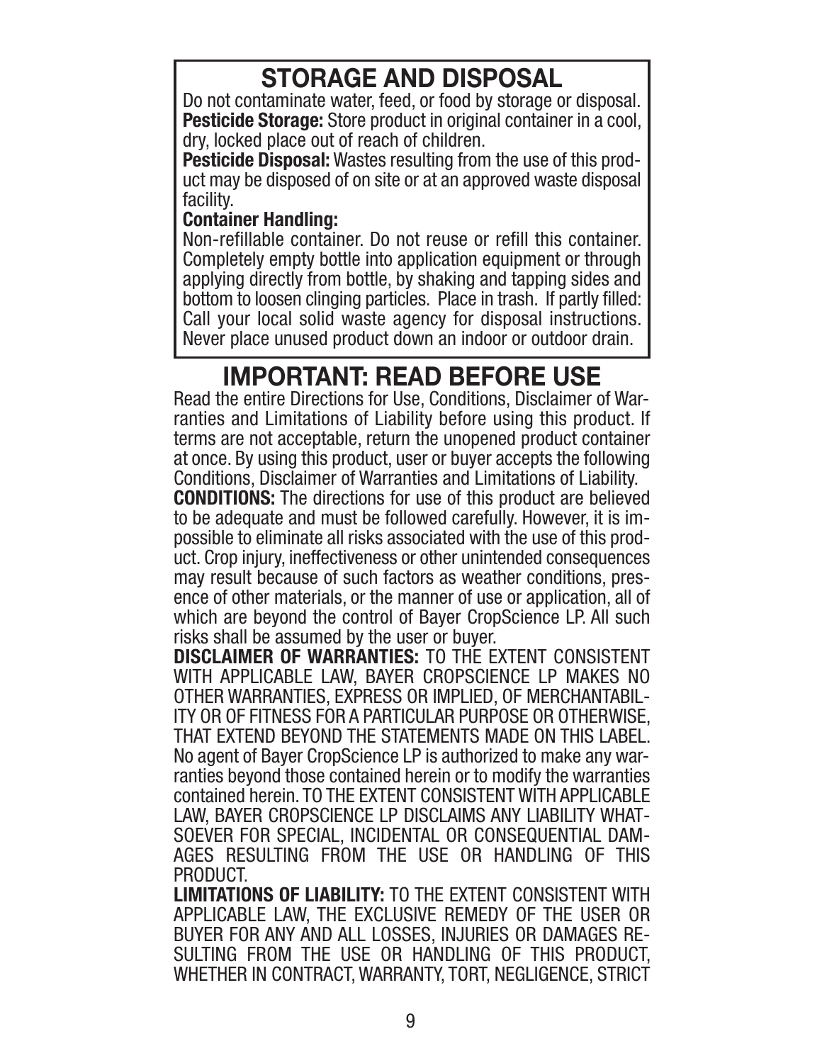## STORAGE AND DISPOSAL

Do not contaminate water, feed, or food by storage or disposal.

**Pesticide Storage:** Store product in original container in a cool, dry, locked place out of reach of children.

**Pesticide Disposal:** Wastes resulting from the use of this product may be disposed of on site or at an approved waste disposal facility.

**Container Handling:**

Non-refillable container. Do not reuse or refill this container. Completely empty bottle into application equipment or through applying directly from bottle, by shaking and tapping sides and bottom to loosen clinging particles. Place in trash. If partly filled: Call your local solid waste agency for disposal instructions. Never place unused product down an indoor or outdoor drain.

## IMPORTANT: READ BEFORE USE

Read the entire Directions for Use, Conditions, Disclaimer of Warranties and Limitations of Liability before using this product. If terms are not acceptable, return the unopened product container at once. By using this product, user or buyer accepts the following Conditions, Disclaimer of Warranties and Limitations of Liability.

**CONDITIONS:** The directions for use of this product are believed to be adequate and must be followed carefully. However, it is impossible to eliminate all risks associated with the use of this product. Crop injury, ineffectiveness or other unintended consequences may result because of such factors as weather conditions, presence of other materials, or the manner of use or application, all of which are beyond the control of Bayer CropScience LP. All such risks shall be assumed by the user or buyer.

**DISCLAIMER OF WARRANTIES:** TO THE EXTENT CONSISTENT WITH APPLICABLE LAW, BAYER CROPSCIENCE LP MAKES NO OTHER WARRANTIES, EXPRESS OR IMPLIED, OF MERCHANTABILITY OR OF FITNESS FOR A PARTICULAR PURPOSE OR OTHERWISE, THAT EXTEND BEYOND THE STATEMENTS MADE ON THIS LABEL. No agent of Bayer CropScience LP is authorized to make any warranties beyond those contained herein or to modify the warranties contained herein. TO THE EXTENT CONSISTENT WITH APPLICABLE LAW, BAYER CROPSCIENCE LP DISCLAIMS ANY LIABILITY WHATSOEVER FOR SPECIAL, INCIDENTAL OR CONSEQUENTIAL DAMAGES RESULTING FROM THE USE OR HANDLING OF THIS PRODUCT.

**LIMITATIONS OF LIABILITY:** TO THE EXTENT CONSISTENT WITH APPLICABLE LAW, THE EXCLUSIVE REMEDY OF THE USER OR BUYER FOR ANY AND ALL LOSSES, INJURIES OR DAMAGES RESULTING FROM THE USE OR HANDLING OF THIS PRODUCT, WHETHER IN CONTRACT, WARRANTY, TORT, NEGLIGENCE, STRICT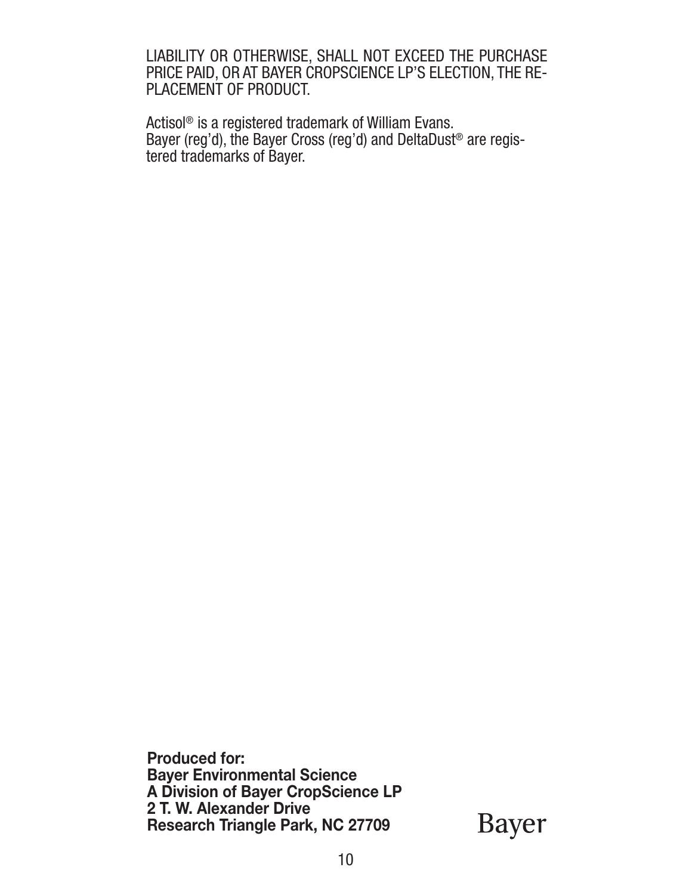LIABILITY OR OTHERWISE, SHALL NOT EXCEED THE PURCHASE PRICE PAID, OR AT BAYER CROPSCIENCE LP'S ELECTION, THE REPLACEMENT OF PRODUCT.

Actisol® is a registered trademark of William Evans.
Bayer (reg'd), the Bayer Cross (reg'd) and DeltaDust® are registered trademarks of Bayer.

**Produced for:**
**Bayer Environmental Science**
**A Division of Bayer CropScience LP**
**2 T. W. Alexander Drive**
**Research Triangle Park, NC 27709**

Bayer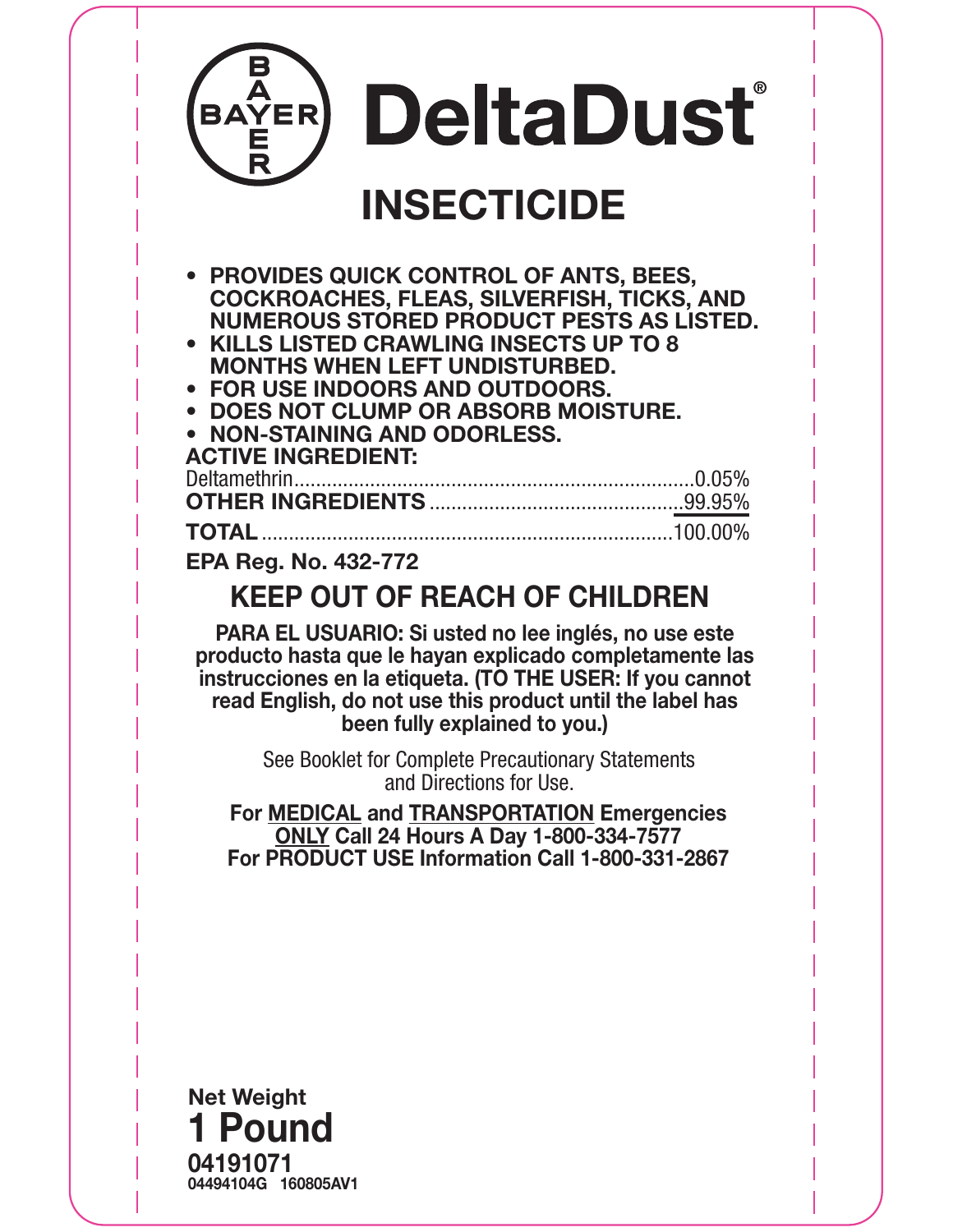BAYER

# DeltaDust®

## INSECTICIDE

- **PROVIDES QUICK CONTROL OF ANTS, BEES, COCKROACHES, FLEAS, SILVERFISH, TICKS, AND NUMEROUS STORED PRODUCT PESTS AS LISTED.**
- **KILLS LISTED CRAWLING INSECTS UP TO 8 MONTHS WHEN LEFT UNDISTURBED.**
- **FOR USE INDOORS AND OUTDOORS.**
- **DOES NOT CLUMP OR ABSORB MOISTURE.**
- **NON-STAINING AND ODORLESS.**

**ACTIVE INGREDIENT:**

| | |
|---|---|
| Deltamethrin | 0.05% |
| **OTHER INGREDIENTS** | 99.95% |
| **TOTAL** | 100.00% |

**EPA Reg. No. 432-772**

## KEEP OUT OF REACH OF CHILDREN

**PARA EL USUARIO: Si usted no lee inglés, no use este producto hasta que le hayan explicado completamente las instrucciones en la etiqueta. (TO THE USER: If you cannot read English, do not use this product until the label has been fully explained to you.)**

See Booklet for Complete Precautionary Statements and Directions for Use.

**For MEDICAL and TRANSPORTATION Emergencies ONLY Call 24 Hours A Day 1-800-334-7577**
**For PRODUCT USE Information Call 1-800-331-2867**

**Net Weight**
**1 Pound**

**04191071**
**04494104G 160805AV1**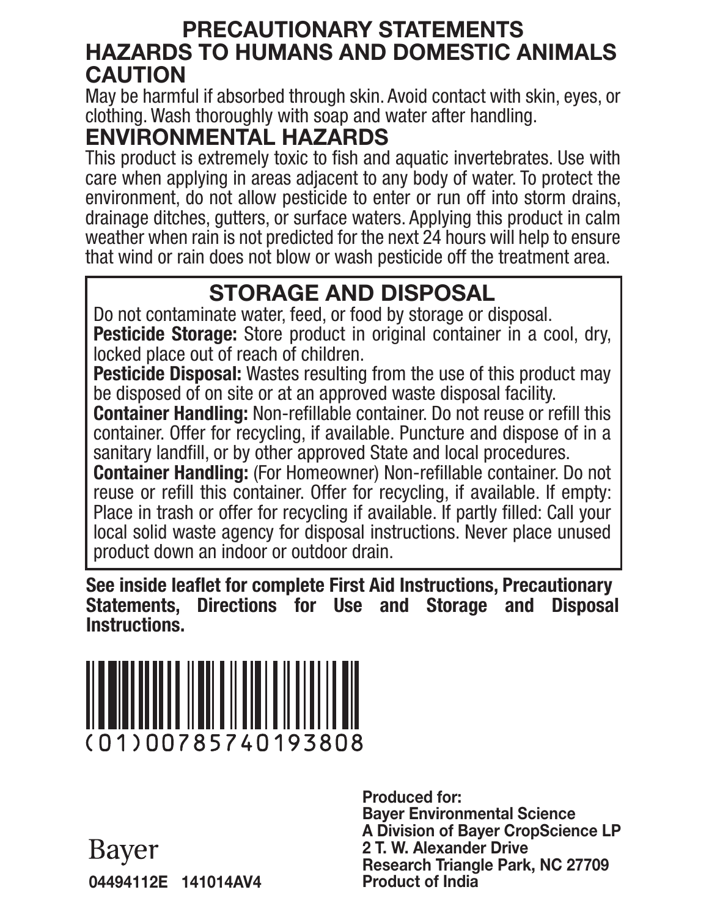# PRECAUTIONARY STATEMENTS
## HAZARDS TO HUMANS AND DOMESTIC ANIMALS
## CAUTION

May be harmful if absorbed through skin. Avoid contact with skin, eyes, or clothing. Wash thoroughly with soap and water after handling.

## ENVIRONMENTAL HAZARDS

This product is extremely toxic to fish and aquatic invertebrates. Use with care when applying in areas adjacent to any body of water. To protect the environment, do not allow pesticide to enter or run off into storm drains, drainage ditches, gutters, or surface waters. Applying this product in calm weather when rain is not predicted for the next 24 hours will help to ensure that wind or rain does not blow or wash pesticide off the treatment area.

## STORAGE AND DISPOSAL

Do not contaminate water, feed, or food by storage or disposal.

**Pesticide Storage:** Store product in original container in a cool, dry, locked place out of reach of children.

**Pesticide Disposal:** Wastes resulting from the use of this product may be disposed of on site or at an approved waste disposal facility.

**Container Handling:** Non-refillable container. Do not reuse or refill this container. Offer for recycling, if available. Puncture and dispose of in a sanitary landfill, or by other approved State and local procedures.

**Container Handling:** (For Homeowner) Non-refillable container. Do not reuse or refill this container. Offer for recycling, if available. If empty: Place in trash or offer for recycling if available. If partly filled: Call your local solid waste agency for disposal instructions. Never place unused product down an indoor or outdoor drain.

**See inside leaflet for complete First Aid Instructions, Precautionary Statements, Directions for Use and Storage and Disposal Instructions.**

(01)00785740193808

Bayer

**04494112E 141014AV4**

**Produced for:**
**Bayer Environmental Science**
**A Division of Bayer CropScience LP**
**2 T. W. Alexander Drive**
**Research Triangle Park, NC 27709**
**Product of India**